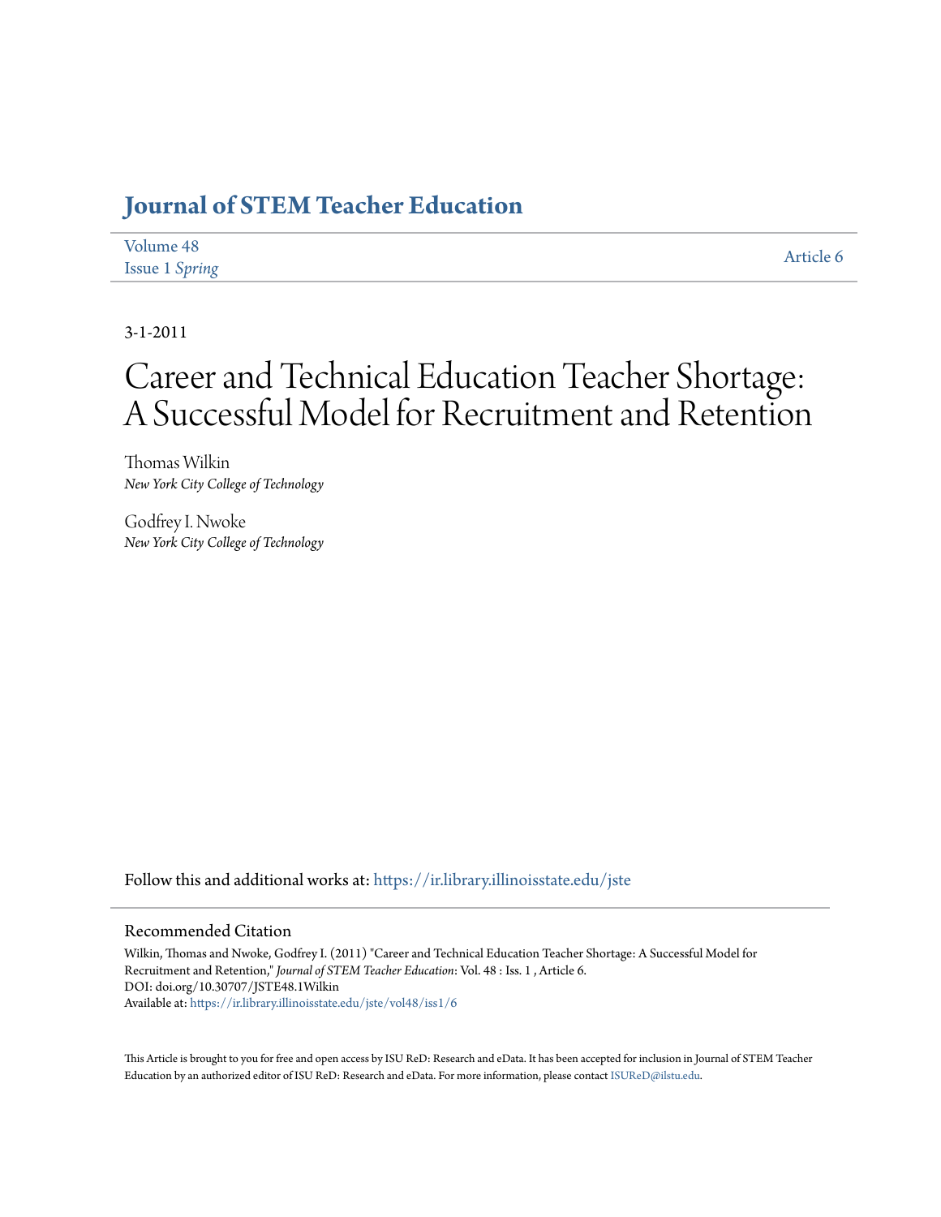# Journal of STEM Teacher Education

Volume 48
Issue 1 *Spring*

Article 6

3-1-2011

# Career and Technical Education Teacher Shortage: A Successful Model for Recruitment and Retention

Thomas Wilkin
*New York City College of Technology*

Godfrey I. Nwoke
*New York City College of Technology*

Follow this and additional works at: https://ir.library.illinoisstate.edu/jste

## Recommended Citation

Wilkin, Thomas and Nwoke, Godfrey I. (2011) "Career and Technical Education Teacher Shortage: A Successful Model for Recruitment and Retention," *Journal of STEM Teacher Education*: Vol. 48 : Iss. 1 , Article 6.
DOI: doi.org/10.30707/JSTE48.1Wilkin
Available at: https://ir.library.illinoisstate.edu/jste/vol48/iss1/6

This Article is brought to you for free and open access by ISU ReD: Research and eData. It has been accepted for inclusion in Journal of STEM Teacher Education by an authorized editor of ISU ReD: Research and eData. For more information, please contact ISUReD@ilstu.edu.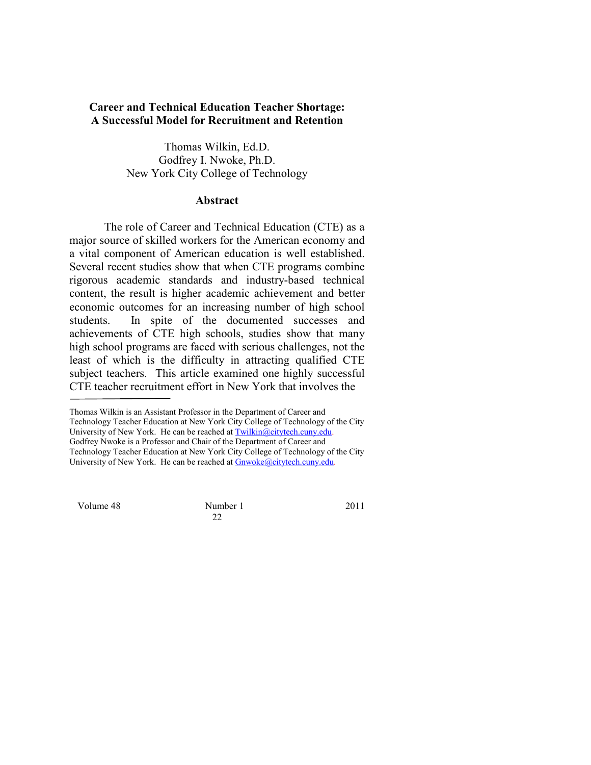**Career and Technical Education Teacher Shortage: A Successful Model for Recruitment and Retention**

Thomas Wilkin, Ed.D.
Godfrey I. Nwoke, Ph.D.
New York City College of Technology

**Abstract**

The role of Career and Technical Education (CTE) as a major source of skilled workers for the American economy and a vital component of American education is well established. Several recent studies show that when CTE programs combine rigorous academic standards and industry-based technical content, the result is higher academic achievement and better economic outcomes for an increasing number of high school students. In spite of the documented successes and achievements of CTE high schools, studies show that many high school programs are faced with serious challenges, not the least of which is the difficulty in attracting qualified CTE subject teachers. This article examined one highly successful CTE teacher recruitment effort in New York that involves the

---

Thomas Wilkin is an Assistant Professor in the Department of Career and Technology Teacher Education at New York City College of Technology of the City University of New York. He can be reached at Twilkin@citytech.cuny.edu.
Godfrey Nwoke is a Professor and Chair of the Department of Career and Technology Teacher Education at New York City College of Technology of the City University of New York. He can be reached at Gnwoke@citytech.cuny.edu.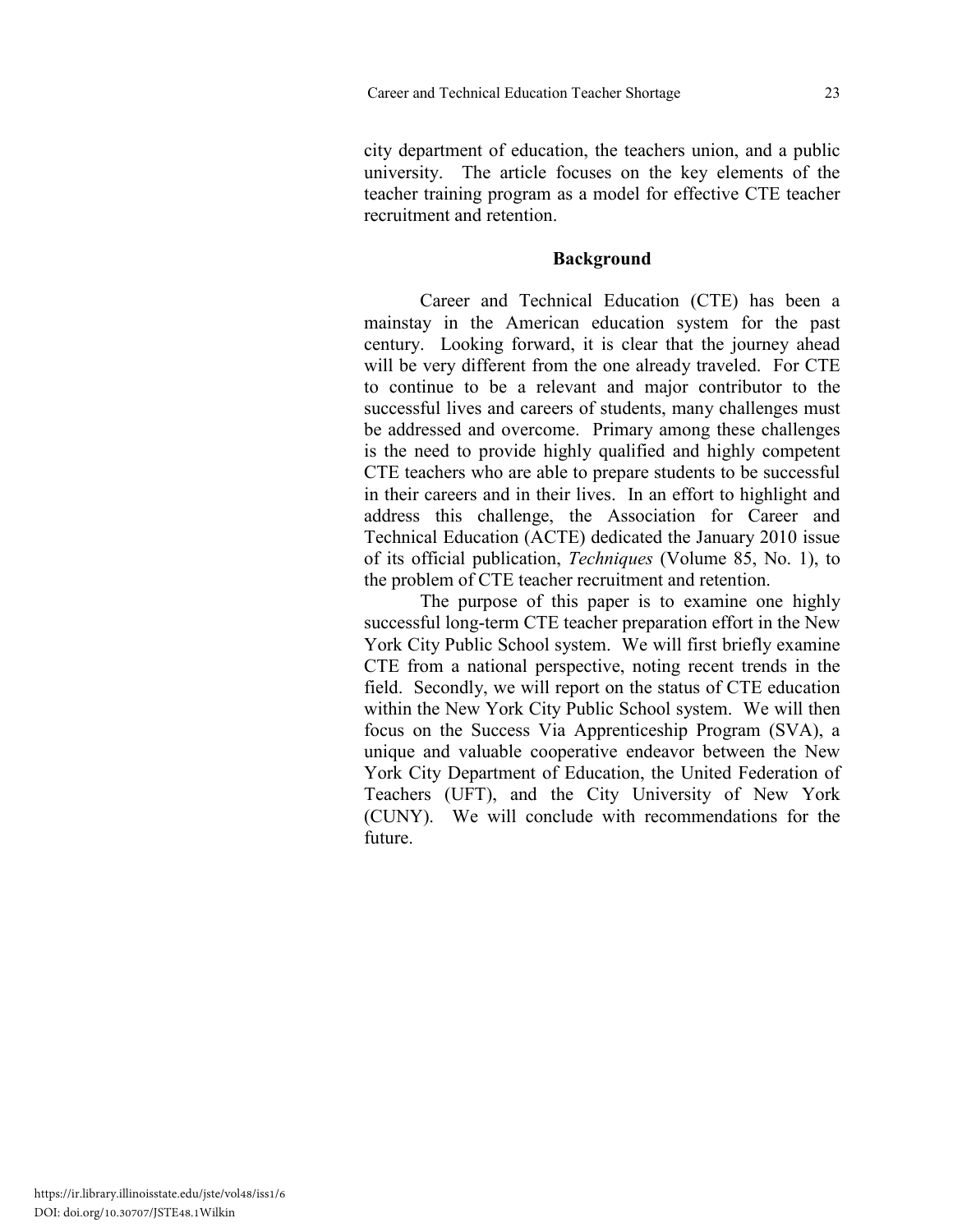city department of education, the teachers union, and a public university. The article focuses on the key elements of the teacher training program as a model for effective CTE teacher recruitment and retention.

## Background

Career and Technical Education (CTE) has been a mainstay in the American education system for the past century. Looking forward, it is clear that the journey ahead will be very different from the one already traveled. For CTE to continue to be a relevant and major contributor to the successful lives and careers of students, many challenges must be addressed and overcome. Primary among these challenges is the need to provide highly qualified and highly competent CTE teachers who are able to prepare students to be successful in their careers and in their lives. In an effort to highlight and address this challenge, the Association for Career and Technical Education (ACTE) dedicated the January 2010 issue of its official publication, *Techniques* (Volume 85, No. 1), to the problem of CTE teacher recruitment and retention.

The purpose of this paper is to examine one highly successful long-term CTE teacher preparation effort in the New York City Public School system. We will first briefly examine CTE from a national perspective, noting recent trends in the field. Secondly, we will report on the status of CTE education within the New York City Public School system. We will then focus on the Success Via Apprenticeship Program (SVA), a unique and valuable cooperative endeavor between the New York City Department of Education, the United Federation of Teachers (UFT), and the City University of New York (CUNY). We will conclude with recommendations for the future.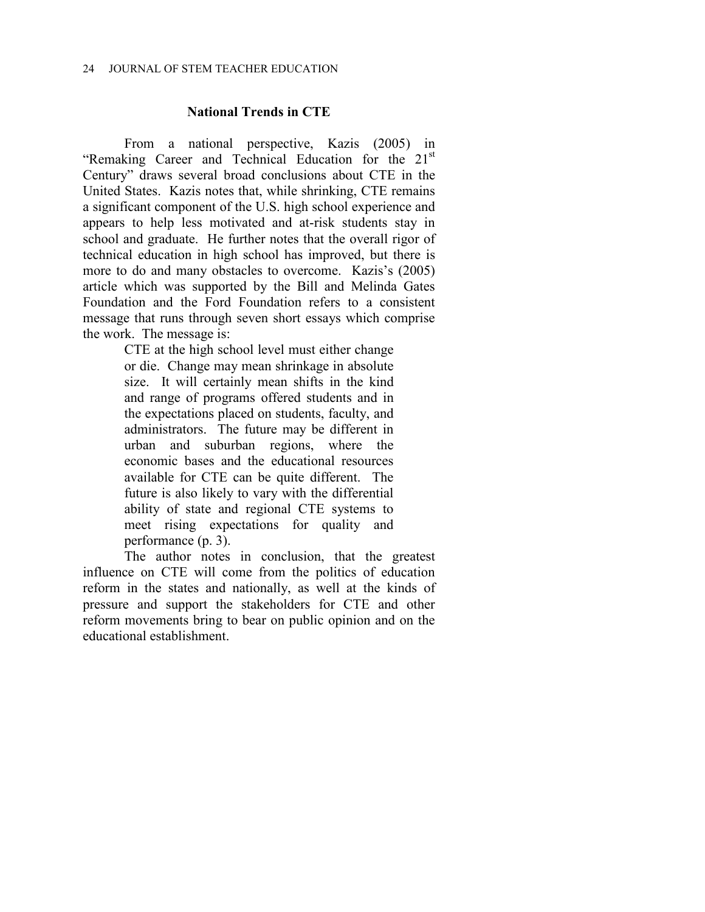## National Trends in CTE

From a national perspective, Kazis (2005) in "Remaking Career and Technical Education for the 21st Century" draws several broad conclusions about CTE in the United States. Kazis notes that, while shrinking, CTE remains a significant component of the U.S. high school experience and appears to help less motivated and at-risk students stay in school and graduate. He further notes that the overall rigor of technical education in high school has improved, but there is more to do and many obstacles to overcome. Kazis's (2005) article which was supported by the Bill and Melinda Gates Foundation and the Ford Foundation refers to a consistent message that runs through seven short essays which comprise the work. The message is:

> CTE at the high school level must either change or die. Change may mean shrinkage in absolute size. It will certainly mean shifts in the kind and range of programs offered students and in the expectations placed on students, faculty, and administrators. The future may be different in urban and suburban regions, where the economic bases and the educational resources available for CTE can be quite different. The future is also likely to vary with the differential ability of state and regional CTE systems to meet rising expectations for quality and performance (p. 3).

The author notes in conclusion, that the greatest influence on CTE will come from the politics of education reform in the states and nationally, as well at the kinds of pressure and support the stakeholders for CTE and other reform movements bring to bear on public opinion and on the educational establishment.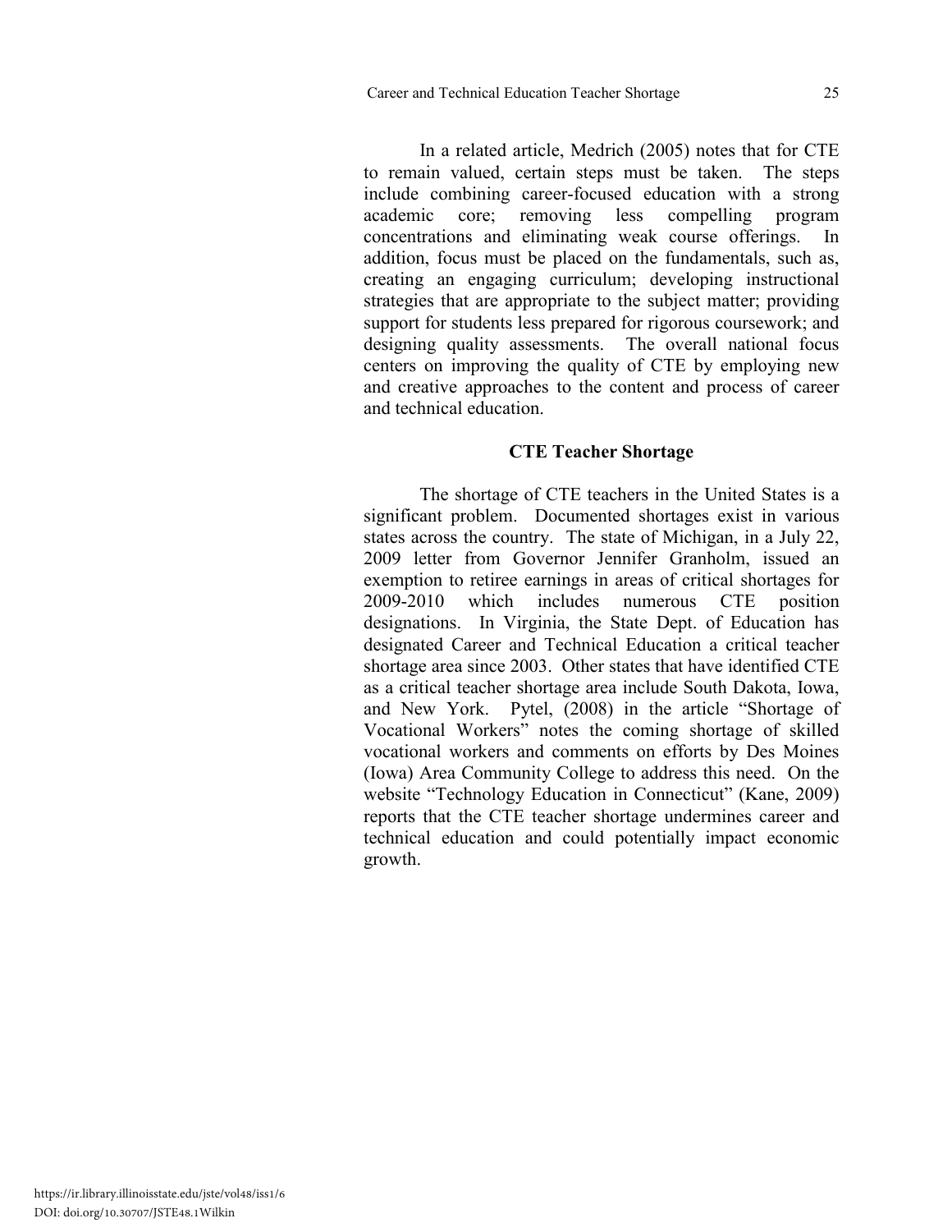In a related article, Medrich (2005) notes that for CTE to remain valued, certain steps must be taken. The steps include combining career-focused education with a strong academic core; removing less compelling program concentrations and eliminating weak course offerings. In addition, focus must be placed on the fundamentals, such as, creating an engaging curriculum; developing instructional strategies that are appropriate to the subject matter; providing support for students less prepared for rigorous coursework; and designing quality assessments. The overall national focus centers on improving the quality of CTE by employing new and creative approaches to the content and process of career and technical education.

## CTE Teacher Shortage

The shortage of CTE teachers in the United States is a significant problem. Documented shortages exist in various states across the country. The state of Michigan, in a July 22, 2009 letter from Governor Jennifer Granholm, issued an exemption to retiree earnings in areas of critical shortages for 2009-2010 which includes numerous CTE position designations. In Virginia, the State Dept. of Education has designated Career and Technical Education a critical teacher shortage area since 2003. Other states that have identified CTE as a critical teacher shortage area include South Dakota, Iowa, and New York. Pytel, (2008) in the article "Shortage of Vocational Workers" notes the coming shortage of skilled vocational workers and comments on efforts by Des Moines (Iowa) Area Community College to address this need. On the website "Technology Education in Connecticut" (Kane, 2009) reports that the CTE teacher shortage undermines career and technical education and could potentially impact economic growth.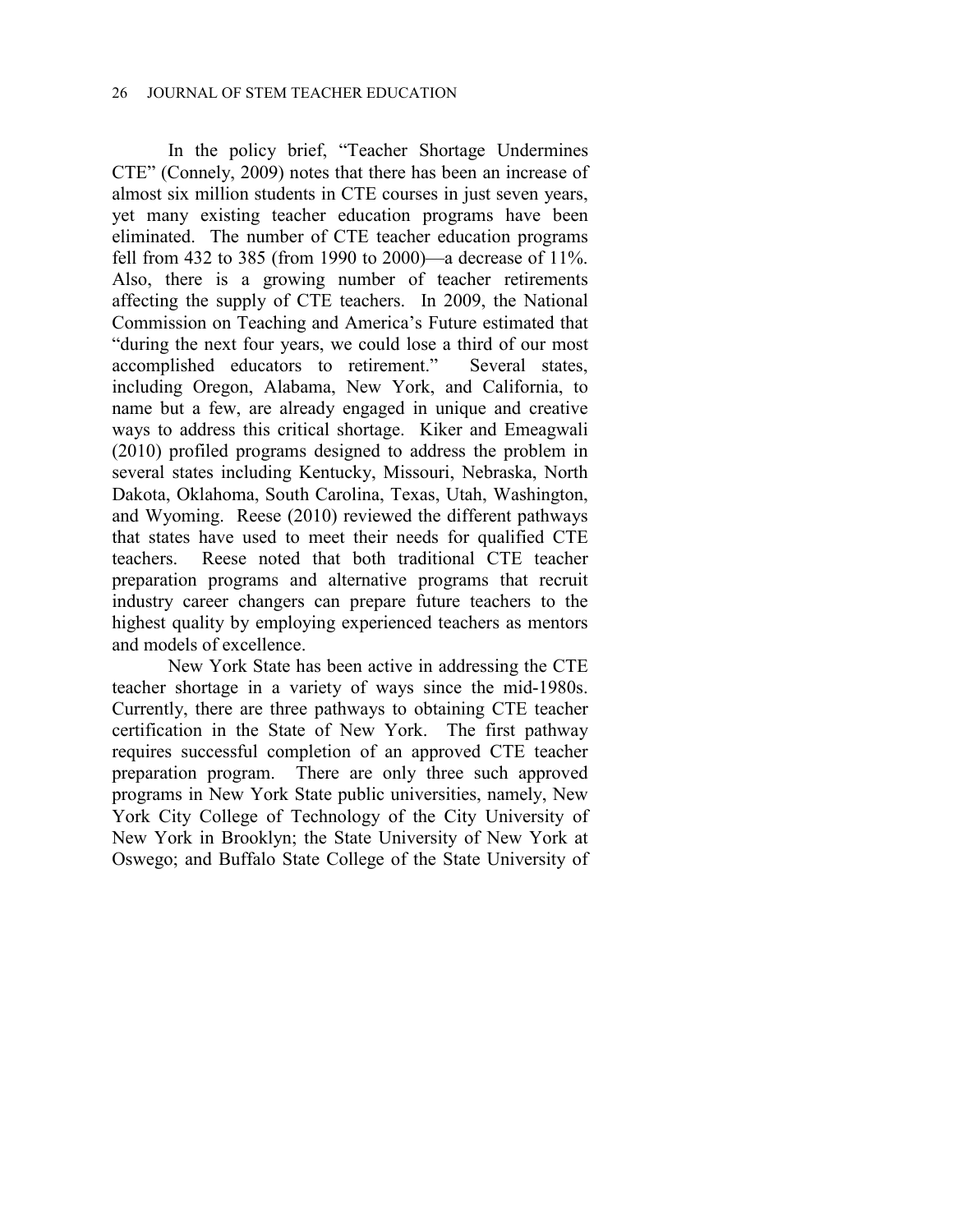In the policy brief, "Teacher Shortage Undermines CTE" (Connely, 2009) notes that there has been an increase of almost six million students in CTE courses in just seven years, yet many existing teacher education programs have been eliminated. The number of CTE teacher education programs fell from 432 to 385 (from 1990 to 2000)—a decrease of 11%. Also, there is a growing number of teacher retirements affecting the supply of CTE teachers. In 2009, the National Commission on Teaching and America's Future estimated that "during the next four years, we could lose a third of our most accomplished educators to retirement." Several states, including Oregon, Alabama, New York, and California, to name but a few, are already engaged in unique and creative ways to address this critical shortage. Kiker and Emeagwali (2010) profiled programs designed to address the problem in several states including Kentucky, Missouri, Nebraska, North Dakota, Oklahoma, South Carolina, Texas, Utah, Washington, and Wyoming. Reese (2010) reviewed the different pathways that states have used to meet their needs for qualified CTE teachers. Reese noted that both traditional CTE teacher preparation programs and alternative programs that recruit industry career changers can prepare future teachers to the highest quality by employing experienced teachers as mentors and models of excellence.

New York State has been active in addressing the CTE teacher shortage in a variety of ways since the mid-1980s. Currently, there are three pathways to obtaining CTE teacher certification in the State of New York. The first pathway requires successful completion of an approved CTE teacher preparation program. There are only three such approved programs in New York State public universities, namely, New York City College of Technology of the City University of New York in Brooklyn; the State University of New York at Oswego; and Buffalo State College of the State University of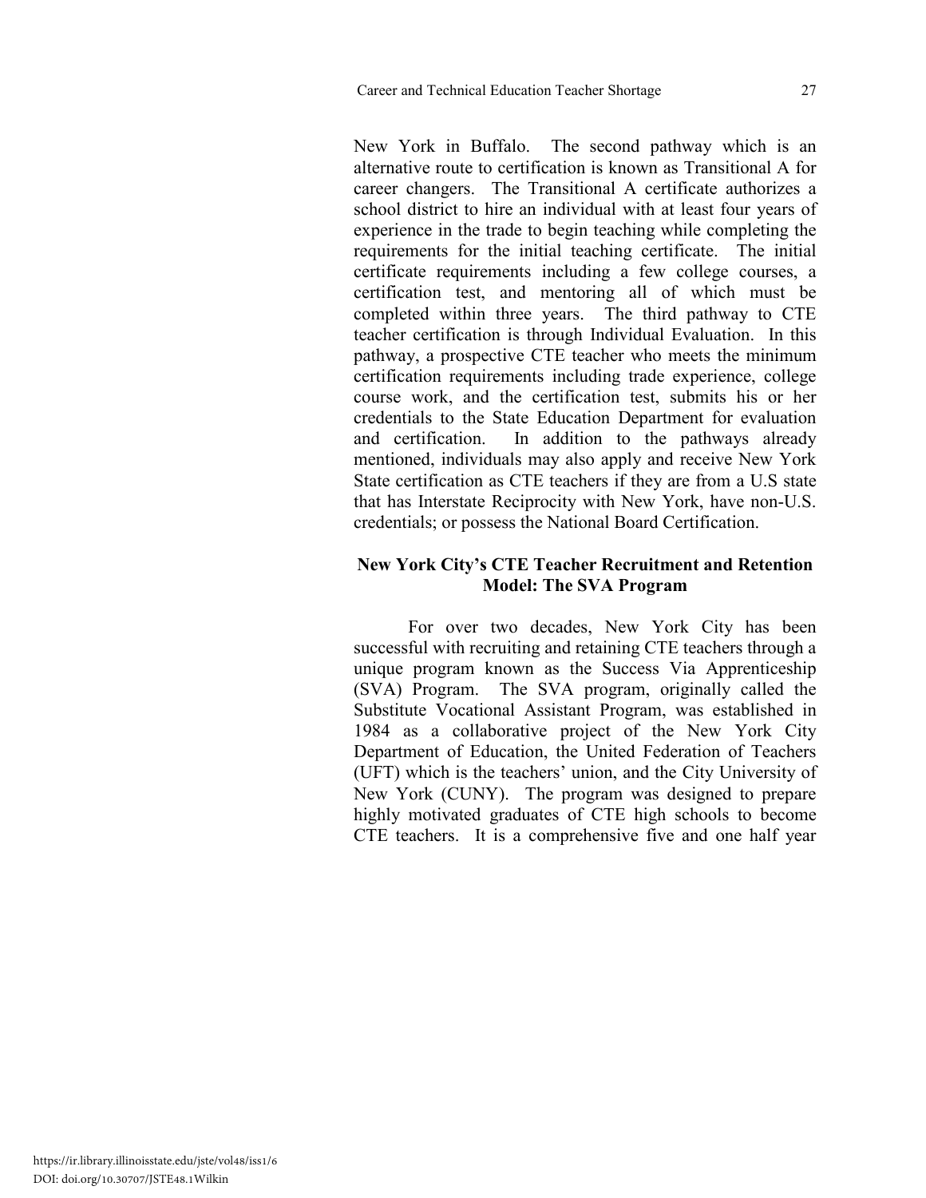New York in Buffalo. The second pathway which is an alternative route to certification is known as Transitional A for career changers. The Transitional A certificate authorizes a school district to hire an individual with at least four years of experience in the trade to begin teaching while completing the requirements for the initial teaching certificate. The initial certificate requirements including a few college courses, a certification test, and mentoring all of which must be completed within three years. The third pathway to CTE teacher certification is through Individual Evaluation. In this pathway, a prospective CTE teacher who meets the minimum certification requirements including trade experience, college course work, and the certification test, submits his or her credentials to the State Education Department for evaluation and certification. In addition to the pathways already mentioned, individuals may also apply and receive New York State certification as CTE teachers if they are from a U.S state that has Interstate Reciprocity with New York, have non-U.S. credentials; or possess the National Board Certification.

## New York City's CTE Teacher Recruitment and Retention Model: The SVA Program

For over two decades, New York City has been successful with recruiting and retaining CTE teachers through a unique program known as the Success Via Apprenticeship (SVA) Program. The SVA program, originally called the Substitute Vocational Assistant Program, was established in 1984 as a collaborative project of the New York City Department of Education, the United Federation of Teachers (UFT) which is the teachers' union, and the City University of New York (CUNY). The program was designed to prepare highly motivated graduates of CTE high schools to become CTE teachers. It is a comprehensive five and one half year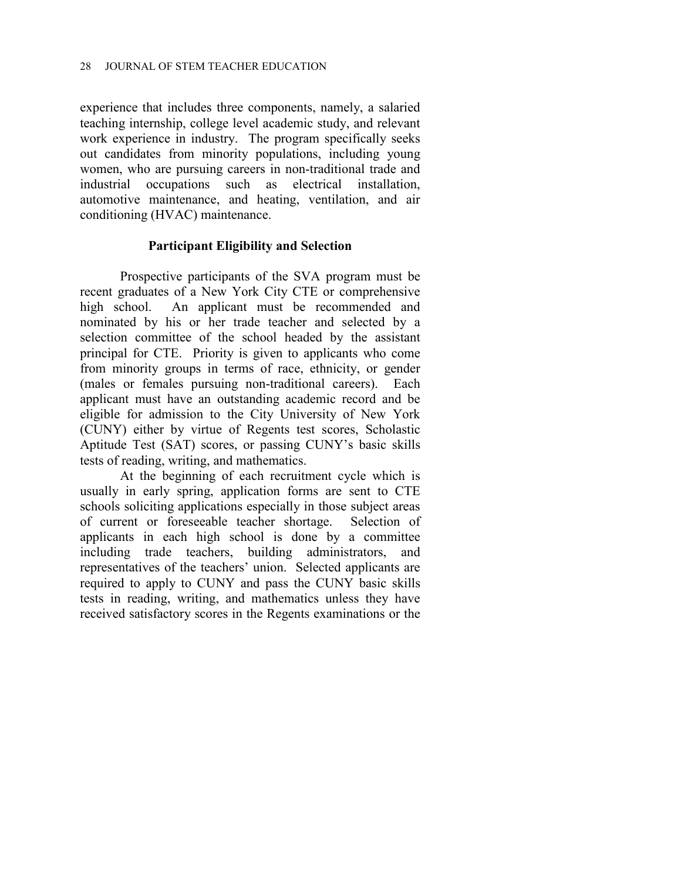experience that includes three components, namely, a salaried teaching internship, college level academic study, and relevant work experience in industry. The program specifically seeks out candidates from minority populations, including young women, who are pursuing careers in non-traditional trade and industrial occupations such as electrical installation, automotive maintenance, and heating, ventilation, and air conditioning (HVAC) maintenance.

## Participant Eligibility and Selection

Prospective participants of the SVA program must be recent graduates of a New York City CTE or comprehensive high school. An applicant must be recommended and nominated by his or her trade teacher and selected by a selection committee of the school headed by the assistant principal for CTE. Priority is given to applicants who come from minority groups in terms of race, ethnicity, or gender (males or females pursuing non-traditional careers). Each applicant must have an outstanding academic record and be eligible for admission to the City University of New York (CUNY) either by virtue of Regents test scores, Scholastic Aptitude Test (SAT) scores, or passing CUNY's basic skills tests of reading, writing, and mathematics.

At the beginning of each recruitment cycle which is usually in early spring, application forms are sent to CTE schools soliciting applications especially in those subject areas of current or foreseeable teacher shortage. Selection of applicants in each high school is done by a committee including trade teachers, building administrators, and representatives of the teachers' union. Selected applicants are required to apply to CUNY and pass the CUNY basic skills tests in reading, writing, and mathematics unless they have received satisfactory scores in the Regents examinations or the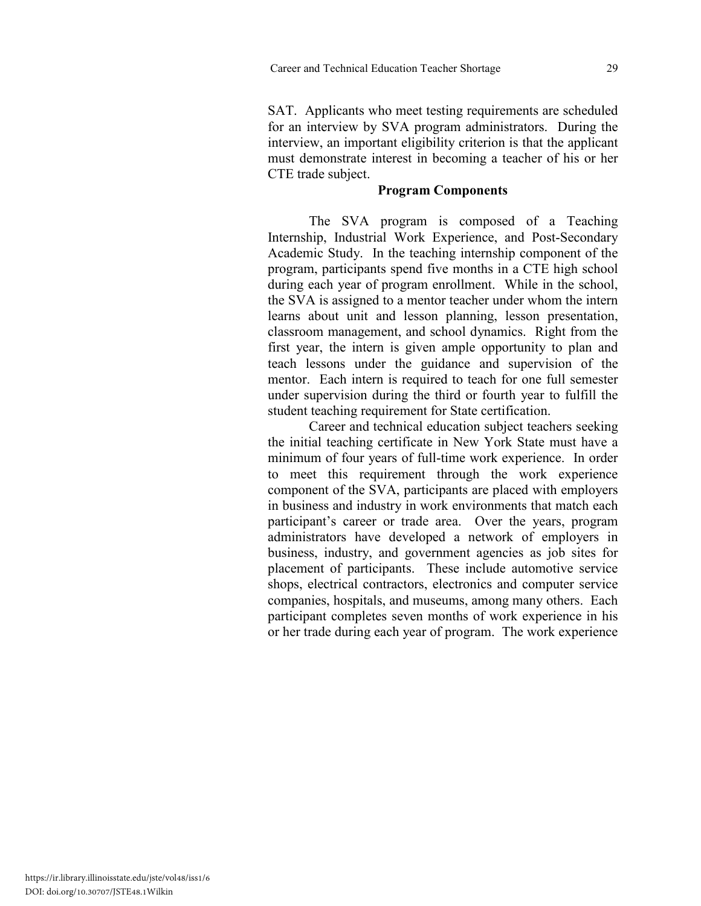SAT. Applicants who meet testing requirements are scheduled for an interview by SVA program administrators. During the interview, an important eligibility criterion is that the applicant must demonstrate interest in becoming a teacher of his or her CTE trade subject.

## Program Components

The SVA program is composed of a Teaching Internship, Industrial Work Experience, and Post-Secondary Academic Study. In the teaching internship component of the program, participants spend five months in a CTE high school during each year of program enrollment. While in the school, the SVA is assigned to a mentor teacher under whom the intern learns about unit and lesson planning, lesson presentation, classroom management, and school dynamics. Right from the first year, the intern is given ample opportunity to plan and teach lessons under the guidance and supervision of the mentor. Each intern is required to teach for one full semester under supervision during the third or fourth year to fulfill the student teaching requirement for State certification.

Career and technical education subject teachers seeking the initial teaching certificate in New York State must have a minimum of four years of full-time work experience. In order to meet this requirement through the work experience component of the SVA, participants are placed with employers in business and industry in work environments that match each participant's career or trade area. Over the years, program administrators have developed a network of employers in business, industry, and government agencies as job sites for placement of participants. These include automotive service shops, electrical contractors, electronics and computer service companies, hospitals, and museums, among many others. Each participant completes seven months of work experience in his or her trade during each year of program. The work experience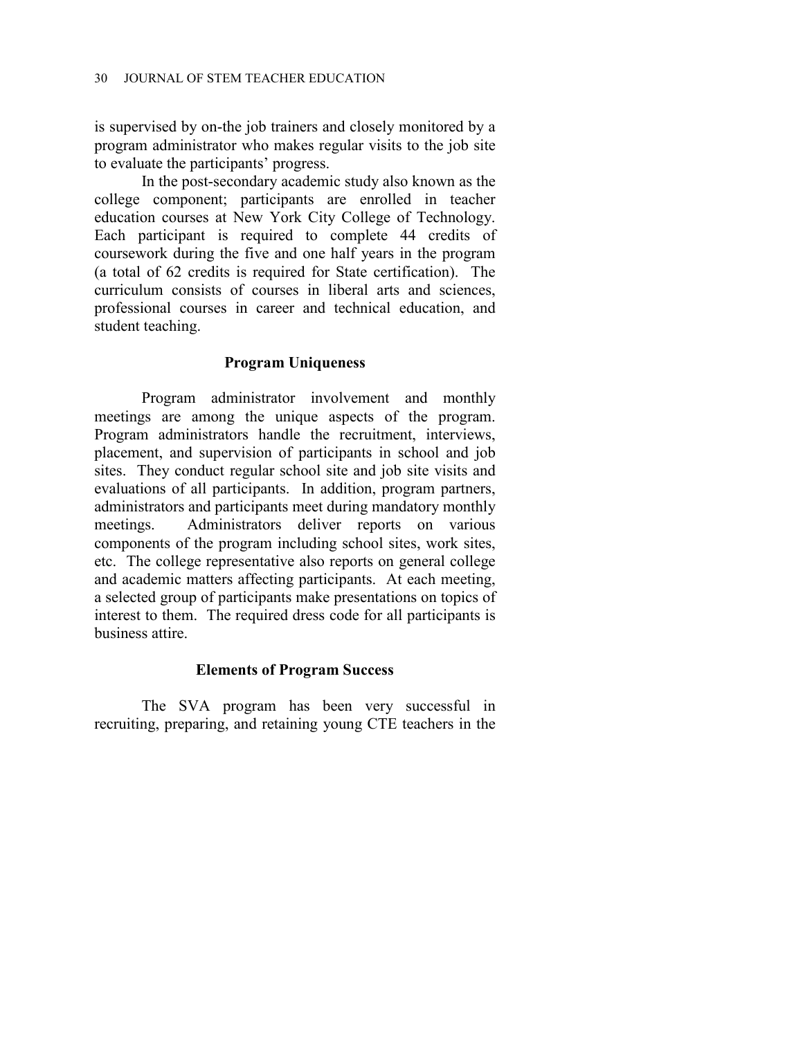is supervised by on-the job trainers and closely monitored by a program administrator who makes regular visits to the job site to evaluate the participants' progress.

In the post-secondary academic study also known as the college component; participants are enrolled in teacher education courses at New York City College of Technology. Each participant is required to complete 44 credits of coursework during the five and one half years in the program (a total of 62 credits is required for State certification). The curriculum consists of courses in liberal arts and sciences, professional courses in career and technical education, and student teaching.

## Program Uniqueness

Program administrator involvement and monthly meetings are among the unique aspects of the program. Program administrators handle the recruitment, interviews, placement, and supervision of participants in school and job sites. They conduct regular school site and job site visits and evaluations of all participants. In addition, program partners, administrators and participants meet during mandatory monthly meetings. Administrators deliver reports on various components of the program including school sites, work sites, etc. The college representative also reports on general college and academic matters affecting participants. At each meeting, a selected group of participants make presentations on topics of interest to them. The required dress code for all participants is business attire.

## Elements of Program Success

The SVA program has been very successful in recruiting, preparing, and retaining young CTE teachers in the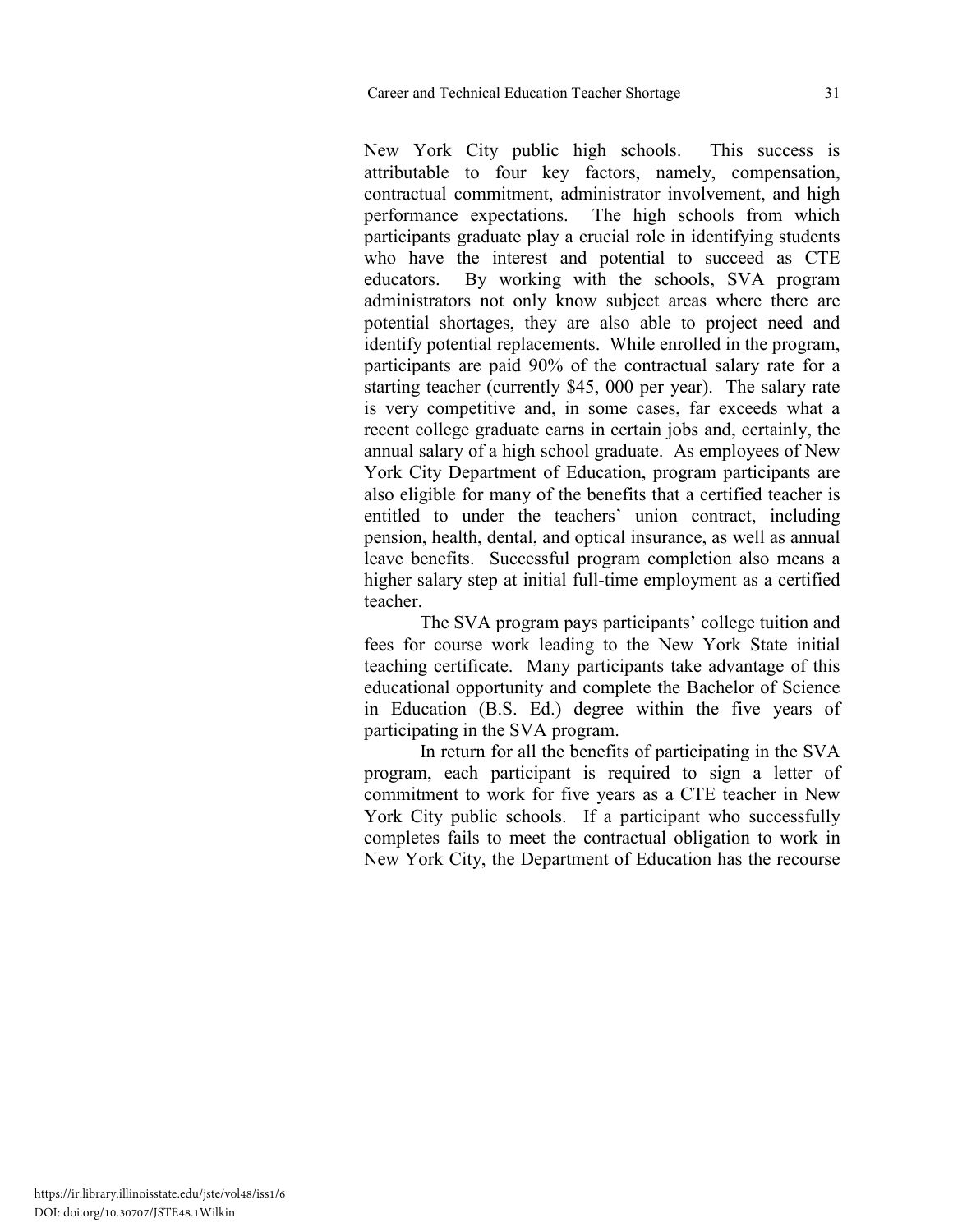New York City public high schools. This success is attributable to four key factors, namely, compensation, contractual commitment, administrator involvement, and high performance expectations. The high schools from which participants graduate play a crucial role in identifying students who have the interest and potential to succeed as CTE educators. By working with the schools, SVA program administrators not only know subject areas where there are potential shortages, they are also able to project need and identify potential replacements. While enrolled in the program, participants are paid 90% of the contractual salary rate for a starting teacher (currently $45, 000 per year). The salary rate is very competitive and, in some cases, far exceeds what a recent college graduate earns in certain jobs and, certainly, the annual salary of a high school graduate. As employees of New York City Department of Education, program participants are also eligible for many of the benefits that a certified teacher is entitled to under the teachers' union contract, including pension, health, dental, and optical insurance, as well as annual leave benefits. Successful program completion also means a higher salary step at initial full-time employment as a certified teacher.

The SVA program pays participants' college tuition and fees for course work leading to the New York State initial teaching certificate. Many participants take advantage of this educational opportunity and complete the Bachelor of Science in Education (B.S. Ed.) degree within the five years of participating in the SVA program.

In return for all the benefits of participating in the SVA program, each participant is required to sign a letter of commitment to work for five years as a CTE teacher in New York City public schools. If a participant who successfully completes fails to meet the contractual obligation to work in New York City, the Department of Education has the recourse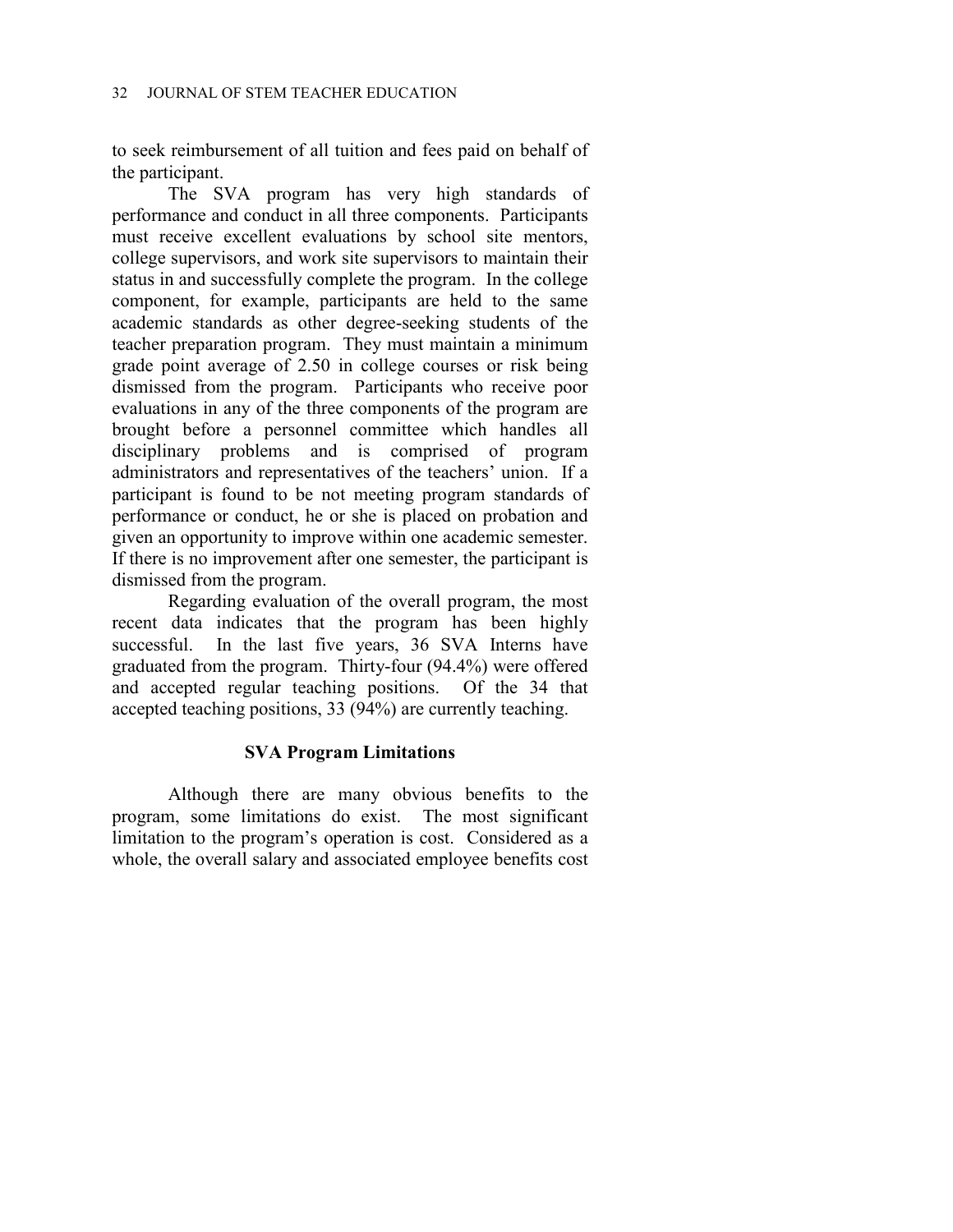to seek reimbursement of all tuition and fees paid on behalf of the participant.

The SVA program has very high standards of performance and conduct in all three components. Participants must receive excellent evaluations by school site mentors, college supervisors, and work site supervisors to maintain their status in and successfully complete the program. In the college component, for example, participants are held to the same academic standards as other degree-seeking students of the teacher preparation program. They must maintain a minimum grade point average of 2.50 in college courses or risk being dismissed from the program. Participants who receive poor evaluations in any of the three components of the program are brought before a personnel committee which handles all disciplinary problems and is comprised of program administrators and representatives of the teachers' union. If a participant is found to be not meeting program standards of performance or conduct, he or she is placed on probation and given an opportunity to improve within one academic semester. If there is no improvement after one semester, the participant is dismissed from the program.

Regarding evaluation of the overall program, the most recent data indicates that the program has been highly successful. In the last five years, 36 SVA Interns have graduated from the program. Thirty-four (94.4%) were offered and accepted regular teaching positions. Of the 34 that accepted teaching positions, 33 (94%) are currently teaching.

## SVA Program Limitations

Although there are many obvious benefits to the program, some limitations do exist. The most significant limitation to the program's operation is cost. Considered as a whole, the overall salary and associated employee benefits cost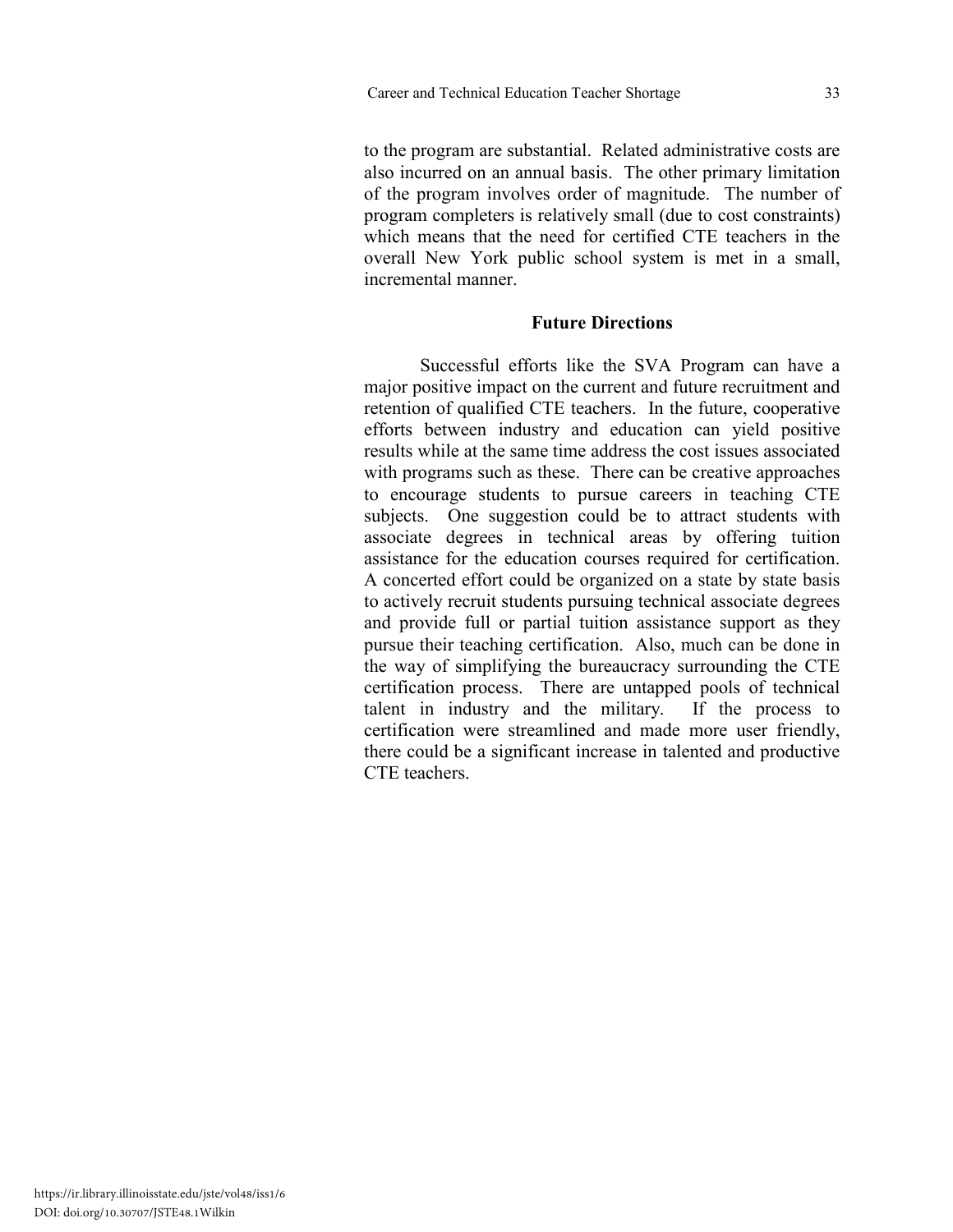to the program are substantial. Related administrative costs are also incurred on an annual basis. The other primary limitation of the program involves order of magnitude. The number of program completers is relatively small (due to cost constraints) which means that the need for certified CTE teachers in the overall New York public school system is met in a small, incremental manner.

## Future Directions

Successful efforts like the SVA Program can have a major positive impact on the current and future recruitment and retention of qualified CTE teachers. In the future, cooperative efforts between industry and education can yield positive results while at the same time address the cost issues associated with programs such as these. There can be creative approaches to encourage students to pursue careers in teaching CTE subjects. One suggestion could be to attract students with associate degrees in technical areas by offering tuition assistance for the education courses required for certification. A concerted effort could be organized on a state by state basis to actively recruit students pursuing technical associate degrees and provide full or partial tuition assistance support as they pursue their teaching certification. Also, much can be done in the way of simplifying the bureaucracy surrounding the CTE certification process. There are untapped pools of technical talent in industry and the military. If the process to certification were streamlined and made more user friendly, there could be a significant increase in talented and productive CTE teachers.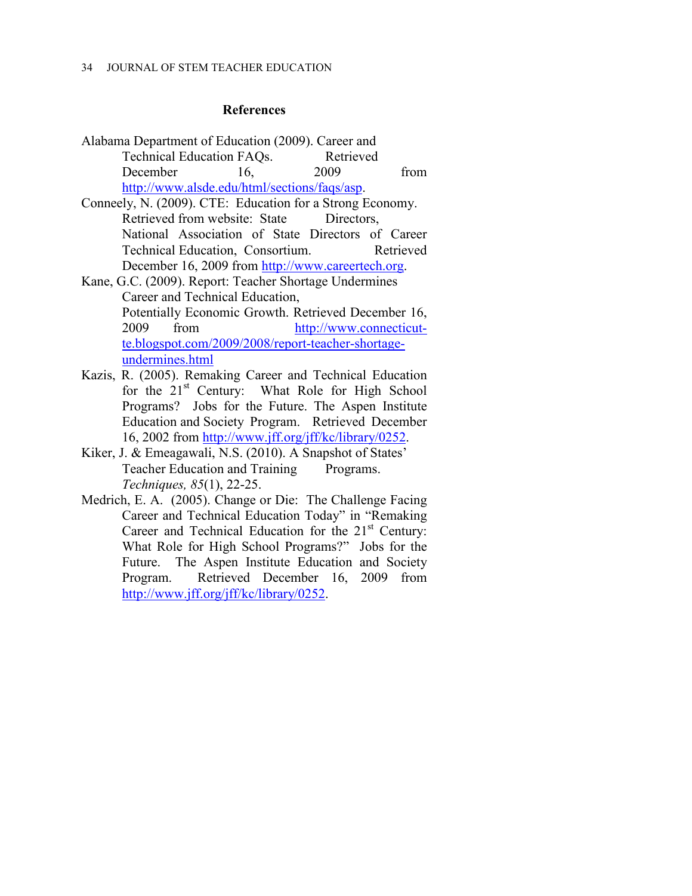## References

Alabama Department of Education (2009). Career and Technical Education FAQs. Retrieved December 16, 2009 from http://www.alsde.edu/html/sections/faqs/asp.

Conneely, N. (2009). CTE: Education for a Strong Economy. Retrieved from website: State Directors, National Association of State Directors of Career Technical Education, Consortium. Retrieved December 16, 2009 from http://www.careertech.org.

Kane, G.C. (2009). Report: Teacher Shortage Undermines Career and Technical Education, Potentially Economic Growth. Retrieved December 16, 2009 from http://www.connecticut-te.blogspot.com/2009/2008/report-teacher-shortage-undermines.html

Kazis, R. (2005). Remaking Career and Technical Education for the 21st Century: What Role for High School Programs? Jobs for the Future. The Aspen Institute Education and Society Program. Retrieved December 16, 2002 from http://www.jff.org/jff/kc/library/0252.

Kiker, J. & Emeagawali, N.S. (2010). A Snapshot of States' Teacher Education and Training Programs. *Techniques, 85*(1), 22-25.

Medrich, E. A. (2005). Change or Die: The Challenge Facing Career and Technical Education Today" in "Remaking Career and Technical Education for the 21st Century: What Role for High School Programs?" Jobs for the Future. The Aspen Institute Education and Society Program. Retrieved December 16, 2009 from http://www.jff.org/jff/kc/library/0252.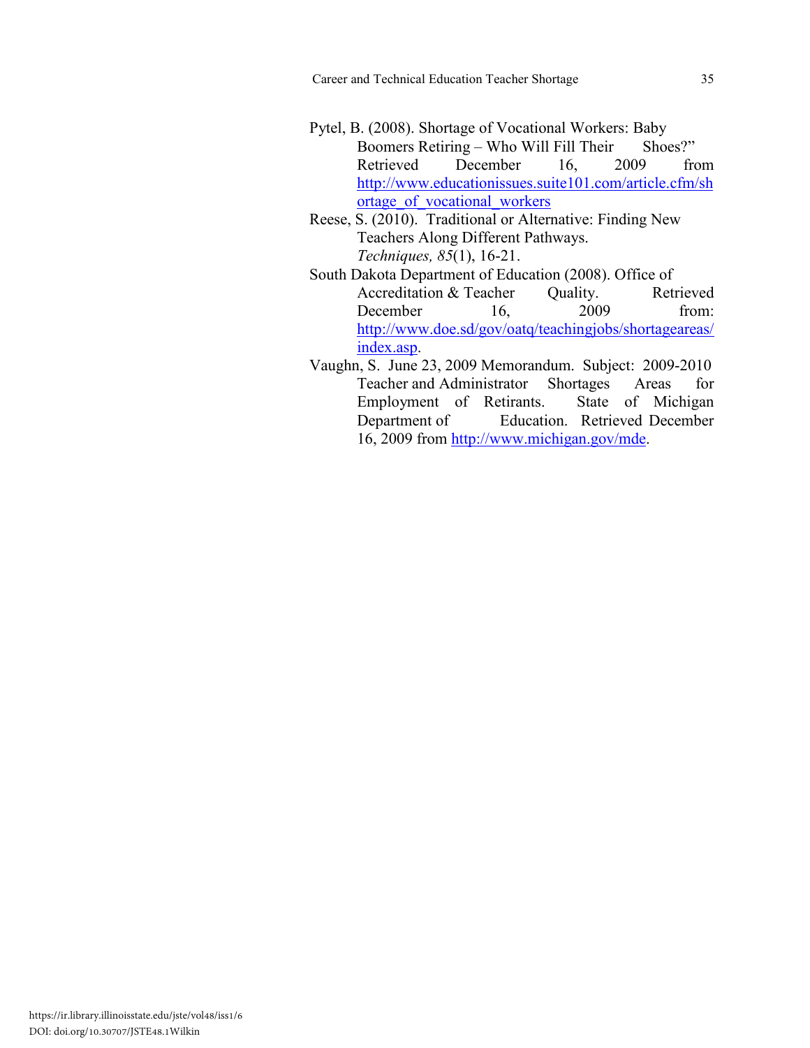Pytel, B. (2008). Shortage of Vocational Workers: Baby Boomers Retiring – Who Will Fill Their Shoes?" Retrieved December 16, 2009 from http://www.educationissues.suite101.com/article.cfm/shortage_of_vocational_workers

Reese, S. (2010). Traditional or Alternative: Finding New Teachers Along Different Pathways. *Techniques, 85*(1), 16-21.

South Dakota Department of Education (2008). Office of Accreditation & Teacher Quality. Retrieved December 16, 2009 from: http://www.doe.sd/gov/oatq/teachingjobs/shortageareas/index.asp.

Vaughn, S. June 23, 2009 Memorandum. Subject: 2009-2010 Teacher and Administrator Shortages Areas for Employment of Retirants. State of Michigan Department of Education. Retrieved December 16, 2009 from http://www.michigan.gov/mde.